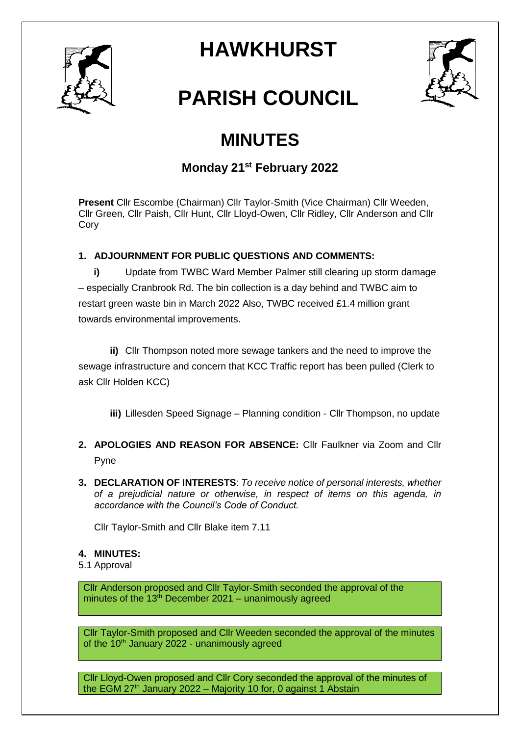# HAWKHURST

# PARISH COUNCIL

## MINUTES

### Monday 21st February 2022

**Present** Cllr Escombe (Chairman) Cllr Taylor-Smith (Vice Chairman) Cllr Weeden, Cllr Green, Cllr Paish, Cllr Hunt, Cllr Lloyd-Owen, Cllr Ridley, Cllr Anderson and Cllr Cory

**1. ADJOURNMENT FOR PUBLIC QUESTIONS AND COMMENTS:**

**i)** Update from TWBC Ward Member Palmer still clearing up storm damage – especially Cranbrook Rd. The bin collection is a day behind and TWBC aim to restart green waste bin in March 2022 Also, TWBC received £1.4 million grant towards environmental improvements.

**ii)** Cllr Thompson noted more sewage tankers and the need to improve the sewage infrastructure and concern that KCC Traffic report has been pulled (Clerk to ask Cllr Holden KCC)

**iii)** Lillesden Speed Signage – Planning condition - Cllr Thompson, no update

**2. APOLOGIES AND REASON FOR ABSENCE:** Cllr Faulkner via Zoom and Cllr Pyne

**3. DECLARATION OF INTERESTS**: *To receive notice of personal interests, whether of a prejudicial nature or otherwise, in respect of items on this agenda, in accordance with the Council's Code of Conduct.*

Cllr Taylor-Smith and Cllr Blake item 7.11

**4. MINUTES:**

5.1 Approval

Cllr Anderson proposed and Cllr Taylor-Smith seconded the approval of the minutes of the 13th December 2021 – unanimously agreed

Cllr Taylor-Smith proposed and Cllr Weeden seconded the approval of the minutes of the 10th January 2022 - unanimously agreed

Cllr Lloyd-Owen proposed and Cllr Cory seconded the approval of the minutes of the EGM 27th January 2022 – Majority 10 for, 0 against 1 Abstain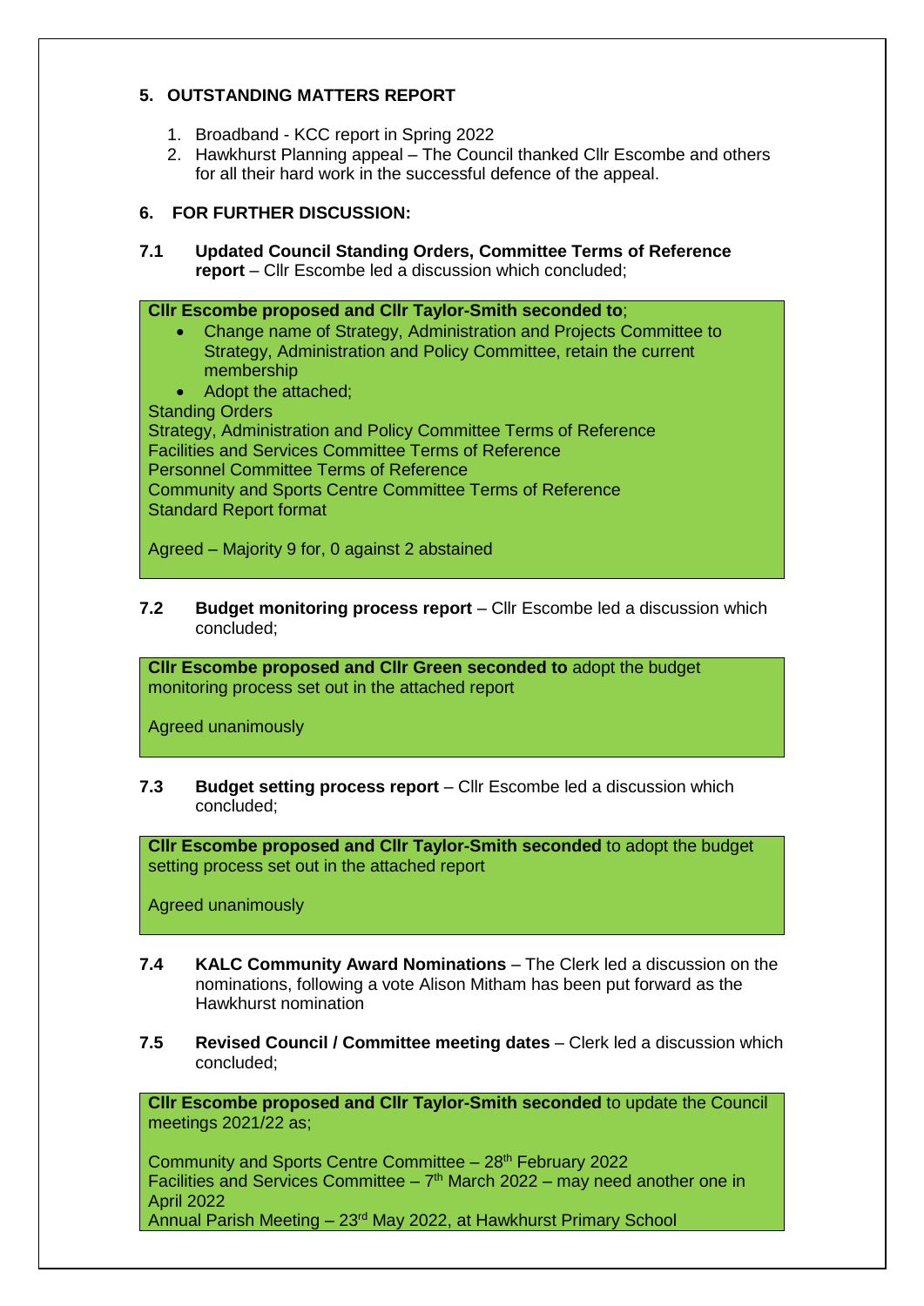## 5. OUTSTANDING MATTERS REPORT

1. Broadband - KCC report in Spring 2022
2. Hawkhurst Planning appeal – The Council thanked Cllr Escombe and others for all their hard work in the successful defence of the appeal.

## 6. FOR FURTHER DISCUSSION:

**7.1 Updated Council Standing Orders, Committee Terms of Reference report** – Cllr Escombe led a discussion which concluded;

**Cllr Escombe proposed and Cllr Taylor-Smith seconded to**;

- Change name of Strategy, Administration and Projects Committee to Strategy, Administration and Policy Committee, retain the current membership
- Adopt the attached;

Standing Orders
Strategy, Administration and Policy Committee Terms of Reference
Facilities and Services Committee Terms of Reference
Personnel Committee Terms of Reference
Community and Sports Centre Committee Terms of Reference
Standard Report format

Agreed – Majority 9 for, 0 against 2 abstained

**7.2 Budget monitoring process report** – Cllr Escombe led a discussion which concluded;

**Cllr Escombe proposed and Cllr Green seconded to** adopt the budget monitoring process set out in the attached report

Agreed unanimously

**7.3 Budget setting process report** – Cllr Escombe led a discussion which concluded;

**Cllr Escombe proposed and Cllr Taylor-Smith seconded** to adopt the budget setting process set out in the attached report

Agreed unanimously

**7.4 KALC Community Award Nominations** – The Clerk led a discussion on the nominations, following a vote Alison Mitham has been put forward as the Hawkhurst nomination

**7.5 Revised Council / Committee meeting dates** – Clerk led a discussion which concluded;

**Cllr Escombe proposed and Cllr Taylor-Smith seconded** to update the Council meetings 2021/22 as;

Community and Sports Centre Committee – 28th February 2022
Facilities and Services Committee – 7th March 2022 – may need another one in April 2022
Annual Parish Meeting – 23rd May 2022, at Hawkhurst Primary School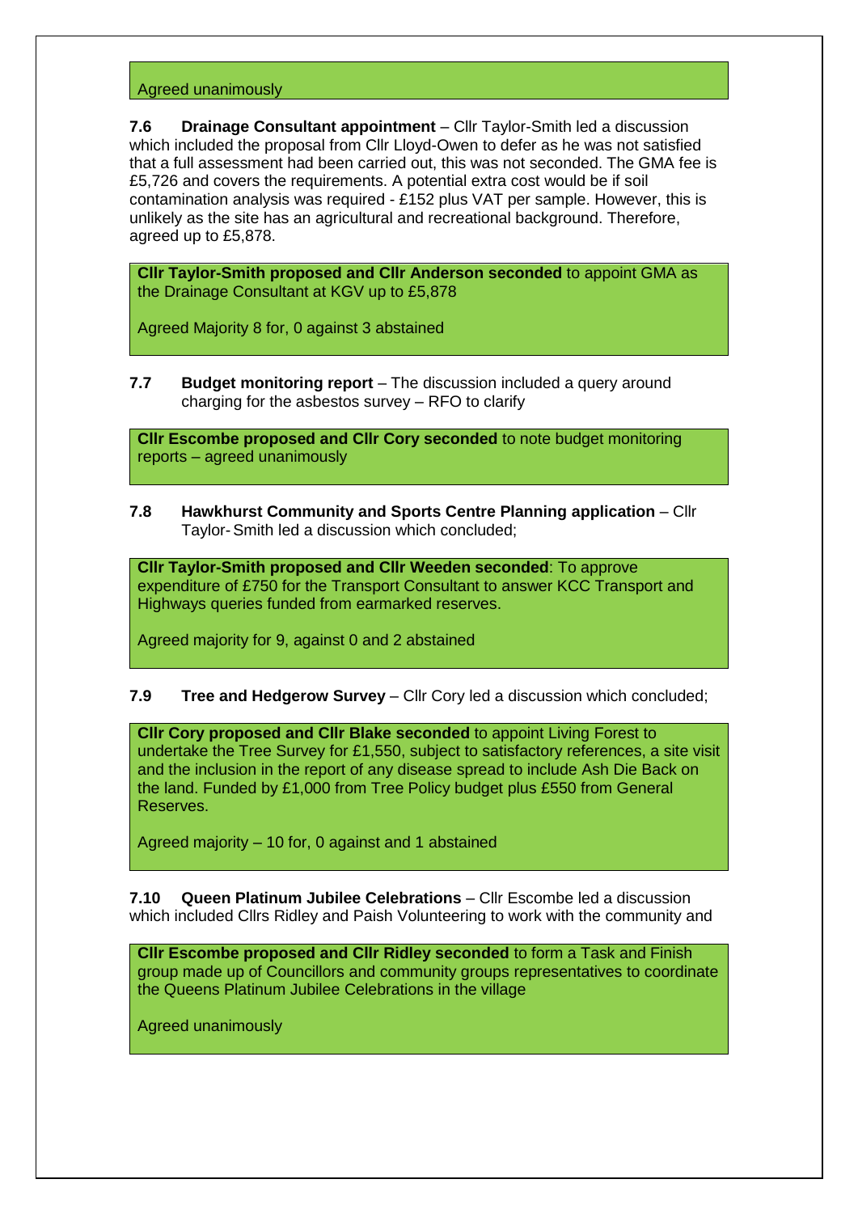Agreed unanimously

**7.6 Drainage Consultant appointment** – Cllr Taylor-Smith led a discussion which included the proposal from Cllr Lloyd-Owen to defer as he was not satisfied that a full assessment had been carried out, this was not seconded. The GMA fee is £5,726 and covers the requirements. A potential extra cost would be if soil contamination analysis was required - £152 plus VAT per sample. However, this is unlikely as the site has an agricultural and recreational background. Therefore, agreed up to £5,878.

**Cllr Taylor-Smith proposed and Cllr Anderson seconded** to appoint GMA as the Drainage Consultant at KGV up to £5,878

Agreed Majority 8 for, 0 against 3 abstained

**7.7 Budget monitoring report** – The discussion included a query around charging for the asbestos survey – RFO to clarify

**Cllr Escombe proposed and Cllr Cory seconded** to note budget monitoring reports – agreed unanimously

**7.8 Hawkhurst Community and Sports Centre Planning application** – Cllr Taylor-Smith led a discussion which concluded;

**Cllr Taylor-Smith proposed and Cllr Weeden seconded**: To approve expenditure of £750 for the Transport Consultant to answer KCC Transport and Highways queries funded from earmarked reserves.

Agreed majority for 9, against 0 and 2 abstained

**7.9 Tree and Hedgerow Survey** – Cllr Cory led a discussion which concluded;

**Cllr Cory proposed and Cllr Blake seconded** to appoint Living Forest to undertake the Tree Survey for £1,550, subject to satisfactory references, a site visit and the inclusion in the report of any disease spread to include Ash Die Back on the land. Funded by £1,000 from Tree Policy budget plus £550 from General Reserves.

Agreed majority – 10 for, 0 against and 1 abstained

**7.10 Queen Platinum Jubilee Celebrations** – Cllr Escombe led a discussion which included Cllrs Ridley and Paish Volunteering to work with the community and

**Cllr Escombe proposed and Cllr Ridley seconded** to form a Task and Finish group made up of Councillors and community groups representatives to coordinate the Queens Platinum Jubilee Celebrations in the village

Agreed unanimously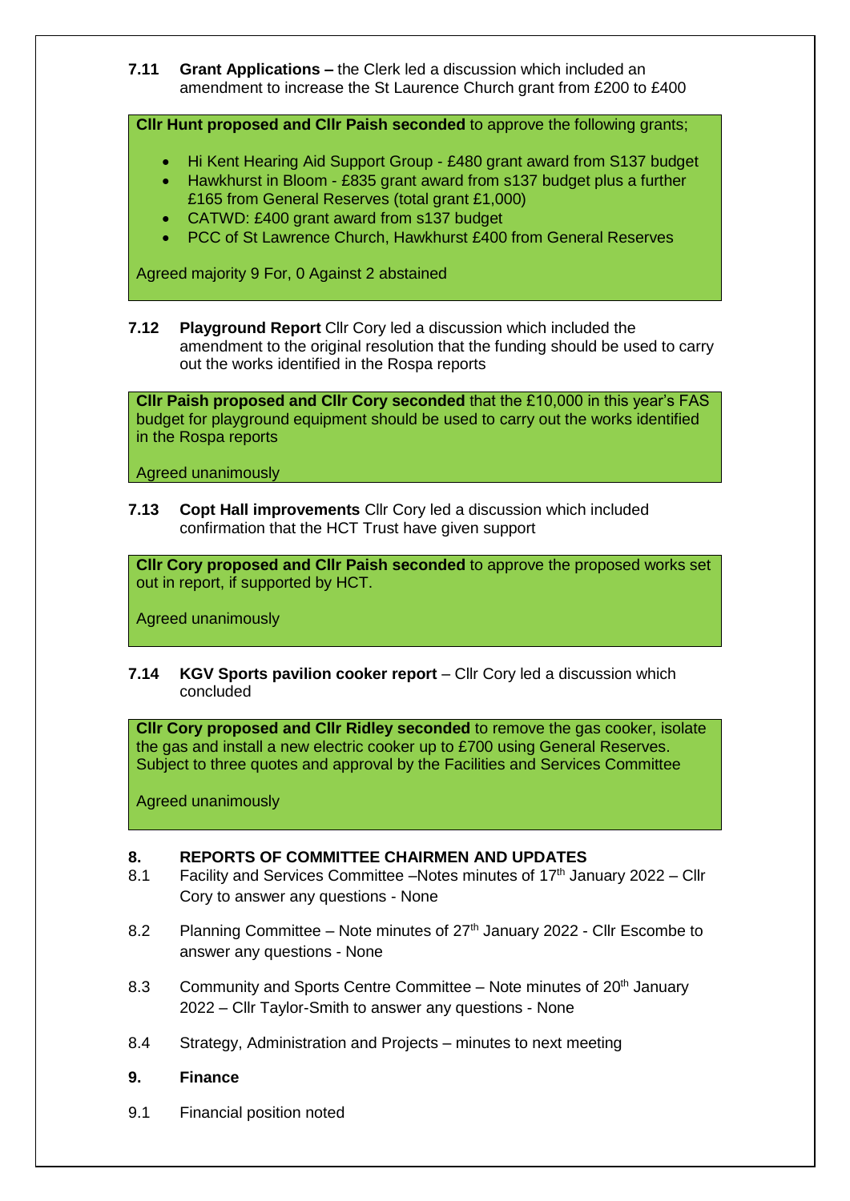**7.11 Grant Applications –** the Clerk led a discussion which included an amendment to increase the St Laurence Church grant from £200 to £400

**Cllr Hunt proposed and Cllr Paish seconded** to approve the following grants;

- Hi Kent Hearing Aid Support Group - £480 grant award from S137 budget
- Hawkhurst in Bloom - £835 grant award from s137 budget plus a further £165 from General Reserves (total grant £1,000)
- CATWD: £400 grant award from s137 budget
- PCC of St Lawrence Church, Hawkhurst £400 from General Reserves

Agreed majority 9 For, 0 Against 2 abstained

**7.12 Playground Report** Cllr Cory led a discussion which included the amendment to the original resolution that the funding should be used to carry out the works identified in the Rospa reports

**Cllr Paish proposed and Cllr Cory seconded** that the £10,000 in this year's FAS budget for playground equipment should be used to carry out the works identified in the Rospa reports

Agreed unanimously

**7.13 Copt Hall improvements** Cllr Cory led a discussion which included confirmation that the HCT Trust have given support

**Cllr Cory proposed and Cllr Paish seconded** to approve the proposed works set out in report, if supported by HCT.

Agreed unanimously

**7.14 KGV Sports pavilion cooker report** – Cllr Cory led a discussion which concluded

**Cllr Cory proposed and Cllr Ridley seconded** to remove the gas cooker, isolate the gas and install a new electric cooker up to £700 using General Reserves. Subject to three quotes and approval by the Facilities and Services Committee

Agreed unanimously

## 8. REPORTS OF COMMITTEE CHAIRMEN AND UPDATES

8.1 Facility and Services Committee –Notes minutes of 17th January 2022 – Cllr Cory to answer any questions - None

8.2 Planning Committee – Note minutes of 27th January 2022 - Cllr Escombe to answer any questions - None

8.3 Community and Sports Centre Committee – Note minutes of 20th January 2022 – Cllr Taylor-Smith to answer any questions - None

8.4 Strategy, Administration and Projects – minutes to next meeting

## 9. Finance

9.1 Financial position noted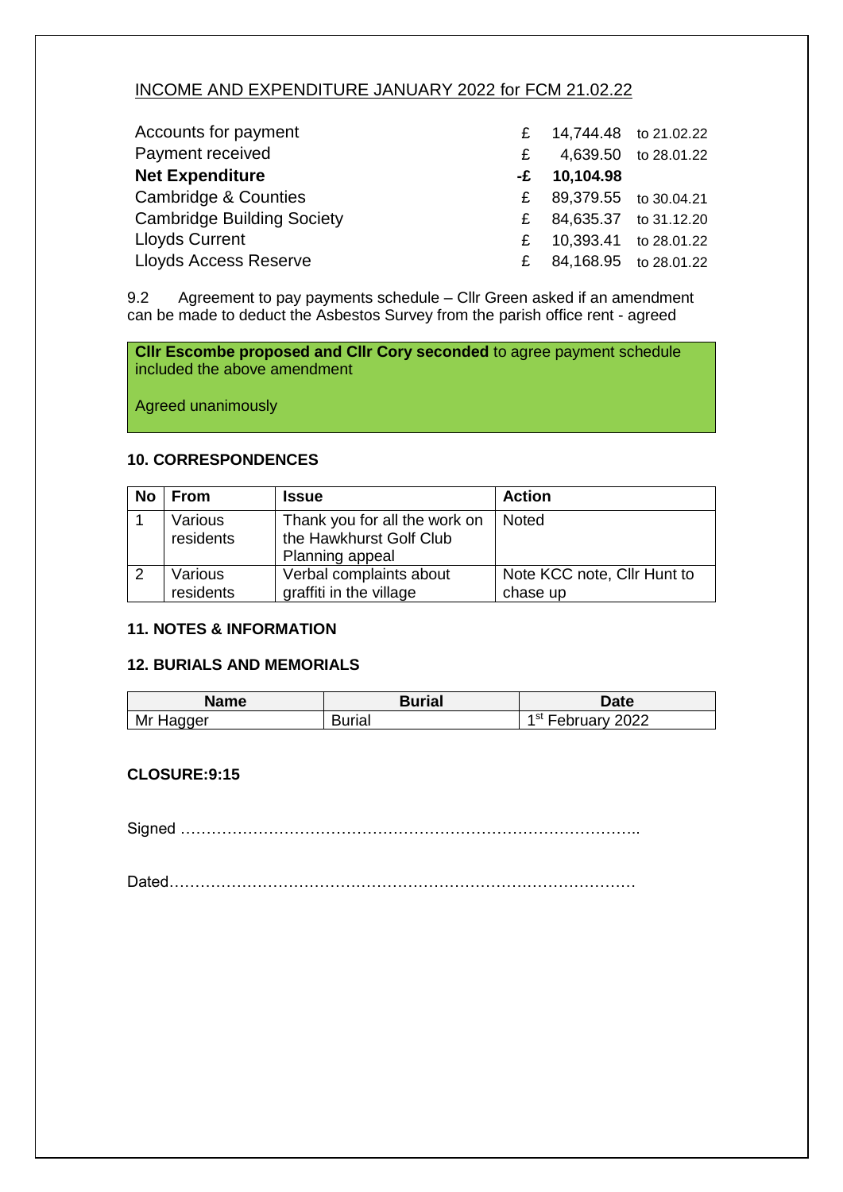## INCOME AND EXPENDITURE JANUARY 2022 for FCM 21.02.22

| | | | |
|---|---|---|---|
| Accounts for payment | £ | 14,744.48 | to 21.02.22 |
| Payment received | £ | 4,639.50 | to 28.01.22 |
| **Net Expenditure** | **-£** | **10,104.98** | |
| Cambridge & Counties | £ | 89,379.55 | to 30.04.21 |
| Cambridge Building Society | £ | 84,635.37 | to 31.12.20 |
| Lloyds Current | £ | 10,393.41 | to 28.01.22 |
| Lloyds Access Reserve | £ | 84,168.95 | to 28.01.22 |

9.2 Agreement to pay payments schedule – Cllr Green asked if an amendment can be made to deduct the Asbestos Survey from the parish office rent - agreed

**Cllr Escombe proposed and Cllr Cory seconded** to agree payment schedule included the above amendment

Agreed unanimously

### 10. CORRESPONDENCES

| No | From | Issue | Action |
|---|---|---|---|
| 1 | Various residents | Thank you for all the work on the Hawkhurst Golf Club Planning appeal | Noted |
| 2 | Various residents | Verbal complaints about graffiti in the village | Note KCC note, Cllr Hunt to chase up |

### 11. NOTES & INFORMATION

### 12. BURIALS AND MEMORIALS

| Name | Burial | Date |
|---|---|---|
| Mr Hagger | Burial | 1st February 2022 |

**CLOSURE:9:15**

Signed ……………………………………………………………………………..

Dated……………………………………………………………………………